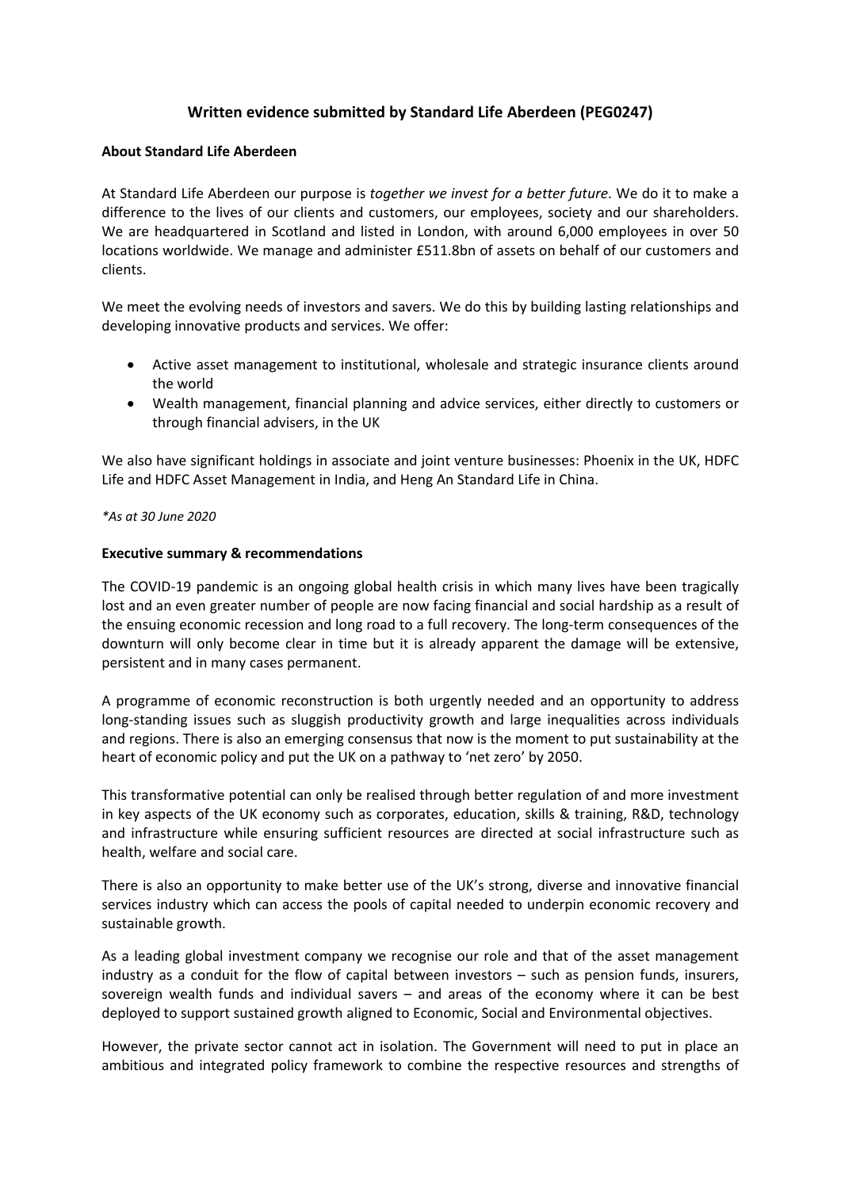# Written evidence submitted by Standard Life Aberdeen (PEG0247)

## About Standard Life Aberdeen

At Standard Life Aberdeen our purpose is *together we invest for a better future*. We do it to make a difference to the lives of our clients and customers, our employees, society and our shareholders. We are headquartered in Scotland and listed in London, with around 6,000 employees in over 50 locations worldwide. We manage and administer £511.8bn of assets on behalf of our customers and clients.

We meet the evolving needs of investors and savers. We do this by building lasting relationships and developing innovative products and services. We offer:

- Active asset management to institutional, wholesale and strategic insurance clients around the world
- Wealth management, financial planning and advice services, either directly to customers or through financial advisers, in the UK

We also have significant holdings in associate and joint venture businesses: Phoenix in the UK, HDFC Life and HDFC Asset Management in India, and Heng An Standard Life in China.

*\*As at 30 June 2020*

## Executive summary & recommendations

The COVID-19 pandemic is an ongoing global health crisis in which many lives have been tragically lost and an even greater number of people are now facing financial and social hardship as a result of the ensuing economic recession and long road to a full recovery. The long-term consequences of the downturn will only become clear in time but it is already apparent the damage will be extensive, persistent and in many cases permanent.

A programme of economic reconstruction is both urgently needed and an opportunity to address long-standing issues such as sluggish productivity growth and large inequalities across individuals and regions. There is also an emerging consensus that now is the moment to put sustainability at the heart of economic policy and put the UK on a pathway to 'net zero' by 2050.

This transformative potential can only be realised through better regulation of and more investment in key aspects of the UK economy such as corporates, education, skills & training, R&D, technology and infrastructure while ensuring sufficient resources are directed at social infrastructure such as health, welfare and social care.

There is also an opportunity to make better use of the UK's strong, diverse and innovative financial services industry which can access the pools of capital needed to underpin economic recovery and sustainable growth.

As a leading global investment company we recognise our role and that of the asset management industry as a conduit for the flow of capital between investors – such as pension funds, insurers, sovereign wealth funds and individual savers – and areas of the economy where it can be best deployed to support sustained growth aligned to Economic, Social and Environmental objectives.

However, the private sector cannot act in isolation. The Government will need to put in place an ambitious and integrated policy framework to combine the respective resources and strengths of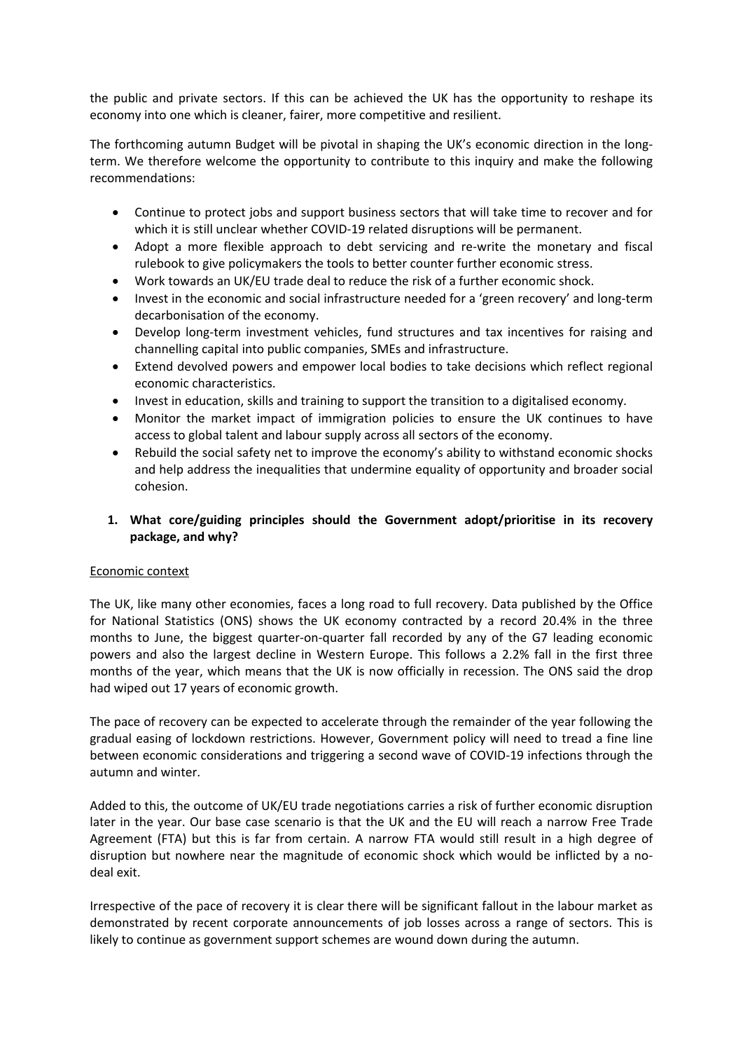the public and private sectors. If this can be achieved the UK has the opportunity to reshape its economy into one which is cleaner, fairer, more competitive and resilient.

The forthcoming autumn Budget will be pivotal in shaping the UK's economic direction in the long-term. We therefore welcome the opportunity to contribute to this inquiry and make the following recommendations:

- Continue to protect jobs and support business sectors that will take time to recover and for which it is still unclear whether COVID-19 related disruptions will be permanent.
- Adopt a more flexible approach to debt servicing and re-write the monetary and fiscal rulebook to give policymakers the tools to better counter further economic stress.
- Work towards an UK/EU trade deal to reduce the risk of a further economic shock.
- Invest in the economic and social infrastructure needed for a 'green recovery' and long-term decarbonisation of the economy.
- Develop long-term investment vehicles, fund structures and tax incentives for raising and channelling capital into public companies, SMEs and infrastructure.
- Extend devolved powers and empower local bodies to take decisions which reflect regional economic characteristics.
- Invest in education, skills and training to support the transition to a digitalised economy.
- Monitor the market impact of immigration policies to ensure the UK continues to have access to global talent and labour supply across all sectors of the economy.
- Rebuild the social safety net to improve the economy's ability to withstand economic shocks and help address the inequalities that undermine equality of opportunity and broader social cohesion.

**1. What core/guiding principles should the Government adopt/prioritise in its recovery package, and why?**

Economic context

The UK, like many other economies, faces a long road to full recovery. Data published by the Office for National Statistics (ONS) shows the UK economy contracted by a record 20.4% in the three months to June, the biggest quarter-on-quarter fall recorded by any of the G7 leading economic powers and also the largest decline in Western Europe. This follows a 2.2% fall in the first three months of the year, which means that the UK is now officially in recession. The ONS said the drop had wiped out 17 years of economic growth.

The pace of recovery can be expected to accelerate through the remainder of the year following the gradual easing of lockdown restrictions. However, Government policy will need to tread a fine line between economic considerations and triggering a second wave of COVID-19 infections through the autumn and winter.

Added to this, the outcome of UK/EU trade negotiations carries a risk of further economic disruption later in the year. Our base case scenario is that the UK and the EU will reach a narrow Free Trade Agreement (FTA) but this is far from certain. A narrow FTA would still result in a high degree of disruption but nowhere near the magnitude of economic shock which would be inflicted by a no-deal exit.

Irrespective of the pace of recovery it is clear there will be significant fallout in the labour market as demonstrated by recent corporate announcements of job losses across a range of sectors. This is likely to continue as government support schemes are wound down during the autumn.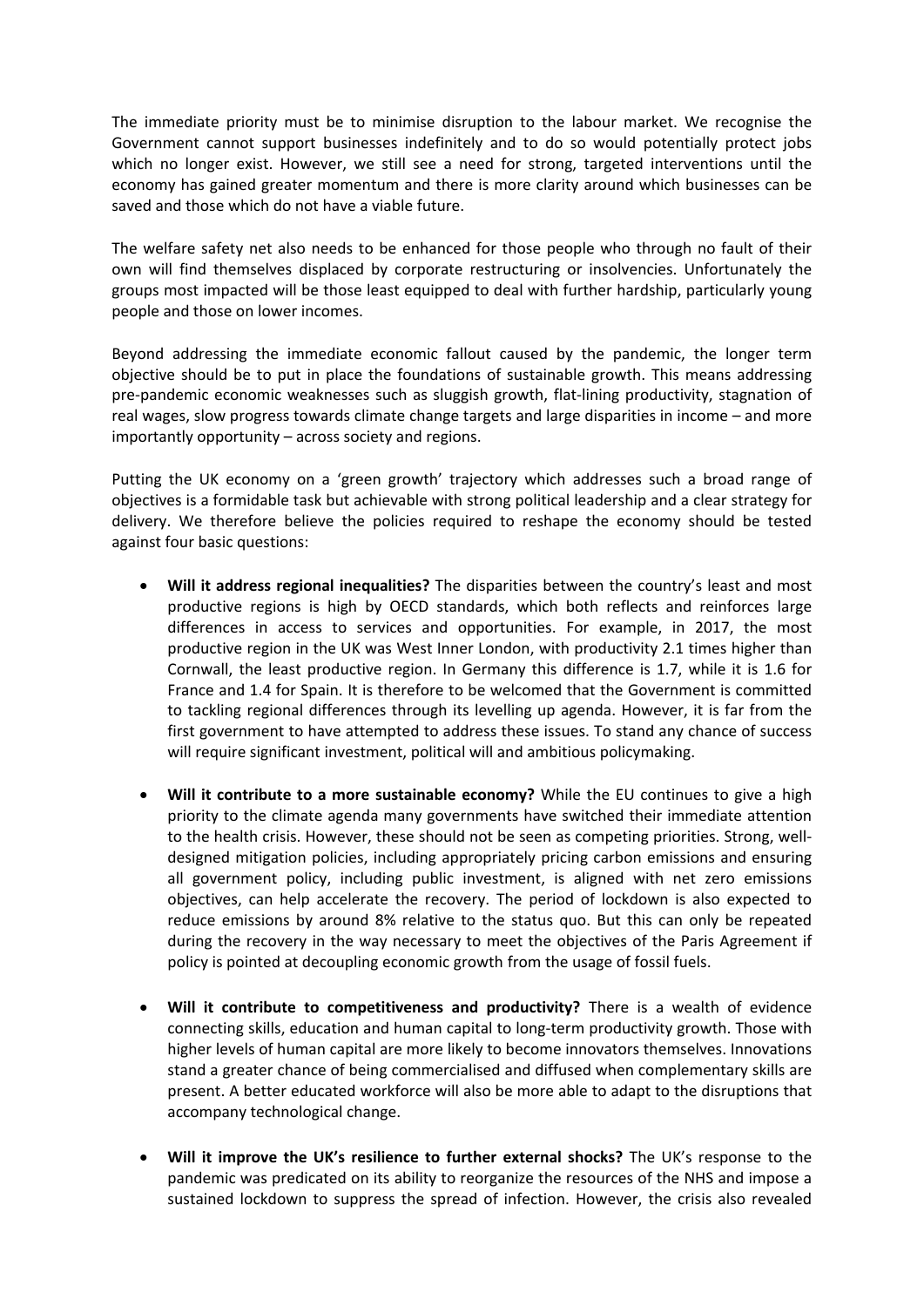The immediate priority must be to minimise disruption to the labour market. We recognise the Government cannot support businesses indefinitely and to do so would potentially protect jobs which no longer exist. However, we still see a need for strong, targeted interventions until the economy has gained greater momentum and there is more clarity around which businesses can be saved and those which do not have a viable future.

The welfare safety net also needs to be enhanced for those people who through no fault of their own will find themselves displaced by corporate restructuring or insolvencies. Unfortunately the groups most impacted will be those least equipped to deal with further hardship, particularly young people and those on lower incomes.

Beyond addressing the immediate economic fallout caused by the pandemic, the longer term objective should be to put in place the foundations of sustainable growth. This means addressing pre-pandemic economic weaknesses such as sluggish growth, flat-lining productivity, stagnation of real wages, slow progress towards climate change targets and large disparities in income – and more importantly opportunity – across society and regions.

Putting the UK economy on a 'green growth' trajectory which addresses such a broad range of objectives is a formidable task but achievable with strong political leadership and a clear strategy for delivery. We therefore believe the policies required to reshape the economy should be tested against four basic questions:

- **Will it address regional inequalities?** The disparities between the country's least and most productive regions is high by OECD standards, which both reflects and reinforces large differences in access to services and opportunities. For example, in 2017, the most productive region in the UK was West Inner London, with productivity 2.1 times higher than Cornwall, the least productive region. In Germany this difference is 1.7, while it is 1.6 for France and 1.4 for Spain. It is therefore to be welcomed that the Government is committed to tackling regional differences through its levelling up agenda. However, it is far from the first government to have attempted to address these issues. To stand any chance of success will require significant investment, political will and ambitious policymaking.

- **Will it contribute to a more sustainable economy?** While the EU continues to give a high priority to the climate agenda many governments have switched their immediate attention to the health crisis. However, these should not be seen as competing priorities. Strong, well-designed mitigation policies, including appropriately pricing carbon emissions and ensuring all government policy, including public investment, is aligned with net zero emissions objectives, can help accelerate the recovery. The period of lockdown is also expected to reduce emissions by around 8% relative to the status quo. But this can only be repeated during the recovery in the way necessary to meet the objectives of the Paris Agreement if policy is pointed at decoupling economic growth from the usage of fossil fuels.

- **Will it contribute to competitiveness and productivity?** There is a wealth of evidence connecting skills, education and human capital to long-term productivity growth. Those with higher levels of human capital are more likely to become innovators themselves. Innovations stand a greater chance of being commercialised and diffused when complementary skills are present. A better educated workforce will also be more able to adapt to the disruptions that accompany technological change.

- **Will it improve the UK's resilience to further external shocks?** The UK's response to the pandemic was predicated on its ability to reorganize the resources of the NHS and impose a sustained lockdown to suppress the spread of infection. However, the crisis also revealed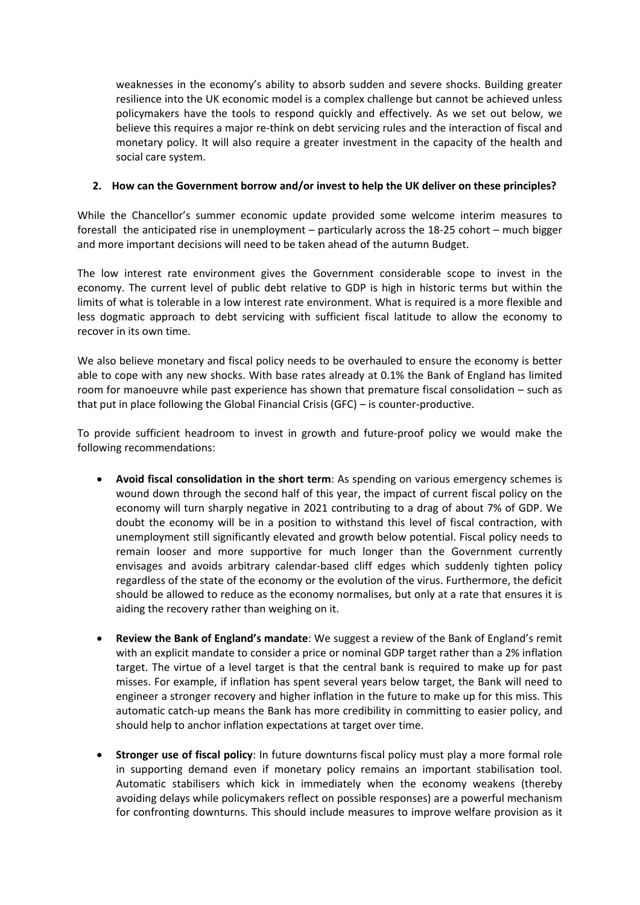weaknesses in the economy's ability to absorb sudden and severe shocks. Building greater resilience into the UK economic model is a complex challenge but cannot be achieved unless policymakers have the tools to respond quickly and effectively. As we set out below, we believe this requires a major re-think on debt servicing rules and the interaction of fiscal and monetary policy. It will also require a greater investment in the capacity of the health and social care system.

**2. How can the Government borrow and/or invest to help the UK deliver on these principles?**

While the Chancellor's summer economic update provided some welcome interim measures to forestall the anticipated rise in unemployment – particularly across the 18-25 cohort – much bigger and more important decisions will need to be taken ahead of the autumn Budget.

The low interest rate environment gives the Government considerable scope to invest in the economy. The current level of public debt relative to GDP is high in historic terms but within the limits of what is tolerable in a low interest rate environment. What is required is a more flexible and less dogmatic approach to debt servicing with sufficient fiscal latitude to allow the economy to recover in its own time.

We also believe monetary and fiscal policy needs to be overhauled to ensure the economy is better able to cope with any new shocks. With base rates already at 0.1% the Bank of England has limited room for manoeuvre while past experience has shown that premature fiscal consolidation – such as that put in place following the Global Financial Crisis (GFC) – is counter-productive.

To provide sufficient headroom to invest in growth and future-proof policy we would make the following recommendations:

- **Avoid fiscal consolidation in the short term**: As spending on various emergency schemes is wound down through the second half of this year, the impact of current fiscal policy on the economy will turn sharply negative in 2021 contributing to a drag of about 7% of GDP. We doubt the economy will be in a position to withstand this level of fiscal contraction, with unemployment still significantly elevated and growth below potential. Fiscal policy needs to remain looser and more supportive for much longer than the Government currently envisages and avoids arbitrary calendar-based cliff edges which suddenly tighten policy regardless of the state of the economy or the evolution of the virus. Furthermore, the deficit should be allowed to reduce as the economy normalises, but only at a rate that ensures it is aiding the recovery rather than weighing on it.

- **Review the Bank of England's mandate**: We suggest a review of the Bank of England's remit with an explicit mandate to consider a price or nominal GDP target rather than a 2% inflation target. The virtue of a level target is that the central bank is required to make up for past misses. For example, if inflation has spent several years below target, the Bank will need to engineer a stronger recovery and higher inflation in the future to make up for this miss. This automatic catch-up means the Bank has more credibility in committing to easier policy, and should help to anchor inflation expectations at target over time.

- **Stronger use of fiscal policy**: In future downturns fiscal policy must play a more formal role in supporting demand even if monetary policy remains an important stabilisation tool. Automatic stabilisers which kick in immediately when the economy weakens (thereby avoiding delays while policymakers reflect on possible responses) are a powerful mechanism for confronting downturns. This should include measures to improve welfare provision as it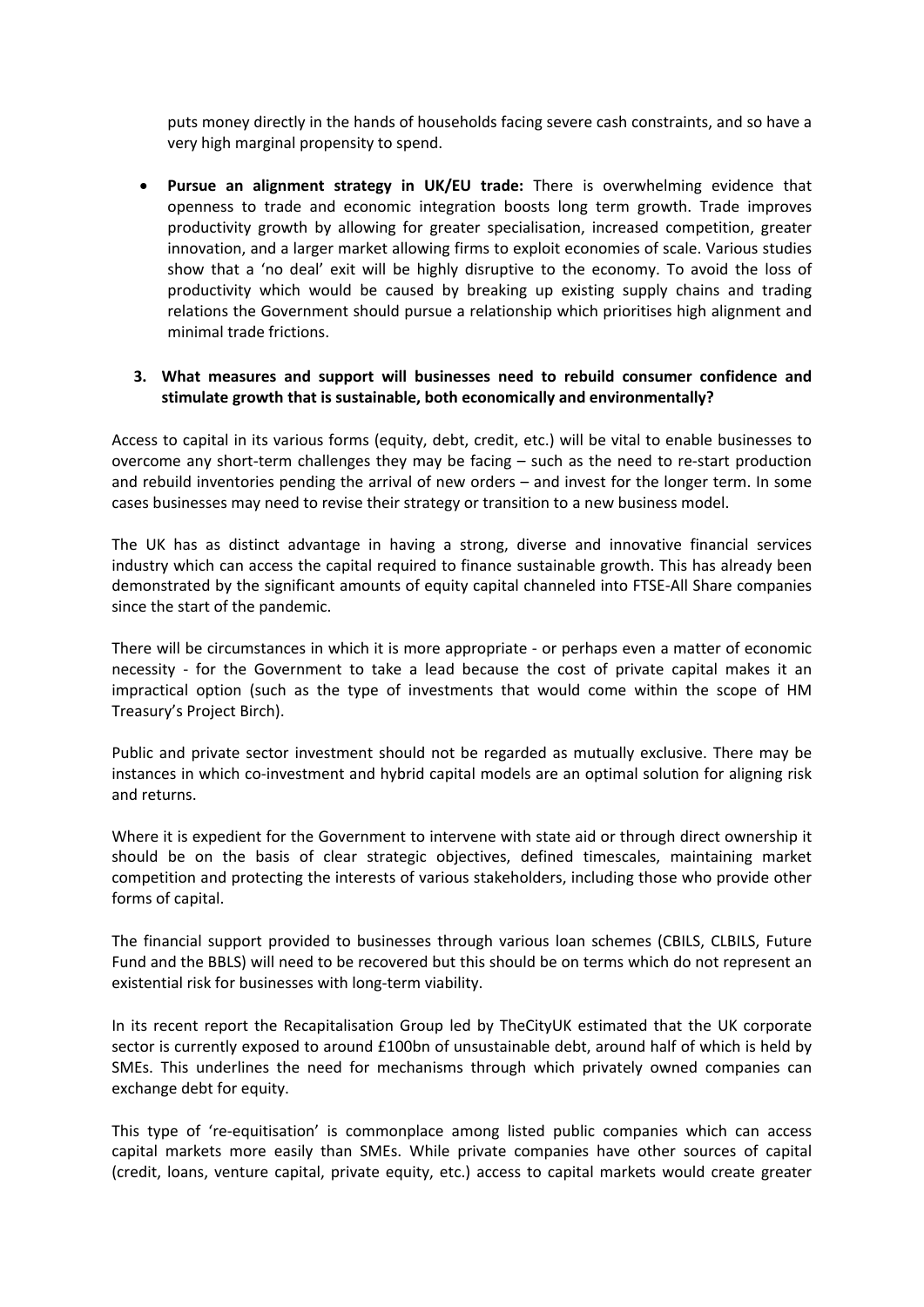puts money directly in the hands of households facing severe cash constraints, and so have a very high marginal propensity to spend.

- **Pursue an alignment strategy in UK/EU trade:** There is overwhelming evidence that openness to trade and economic integration boosts long term growth. Trade improves productivity growth by allowing for greater specialisation, increased competition, greater innovation, and a larger market allowing firms to exploit economies of scale. Various studies show that a 'no deal' exit will be highly disruptive to the economy. To avoid the loss of productivity which would be caused by breaking up existing supply chains and trading relations the Government should pursue a relationship which prioritises high alignment and minimal trade frictions.

**3. What measures and support will businesses need to rebuild consumer confidence and stimulate growth that is sustainable, both economically and environmentally?**

Access to capital in its various forms (equity, debt, credit, etc.) will be vital to enable businesses to overcome any short-term challenges they may be facing – such as the need to re-start production and rebuild inventories pending the arrival of new orders – and invest for the longer term. In some cases businesses may need to revise their strategy or transition to a new business model.

The UK has as distinct advantage in having a strong, diverse and innovative financial services industry which can access the capital required to finance sustainable growth. This has already been demonstrated by the significant amounts of equity capital channeled into FTSE-All Share companies since the start of the pandemic.

There will be circumstances in which it is more appropriate - or perhaps even a matter of economic necessity - for the Government to take a lead because the cost of private capital makes it an impractical option (such as the type of investments that would come within the scope of HM Treasury's Project Birch).

Public and private sector investment should not be regarded as mutually exclusive. There may be instances in which co-investment and hybrid capital models are an optimal solution for aligning risk and returns.

Where it is expedient for the Government to intervene with state aid or through direct ownership it should be on the basis of clear strategic objectives, defined timescales, maintaining market competition and protecting the interests of various stakeholders, including those who provide other forms of capital.

The financial support provided to businesses through various loan schemes (CBILS, CLBILS, Future Fund and the BBLS) will need to be recovered but this should be on terms which do not represent an existential risk for businesses with long-term viability.

In its recent report the Recapitalisation Group led by TheCityUK estimated that the UK corporate sector is currently exposed to around £100bn of unsustainable debt, around half of which is held by SMEs. This underlines the need for mechanisms through which privately owned companies can exchange debt for equity.

This type of 're-equitisation' is commonplace among listed public companies which can access capital markets more easily than SMEs. While private companies have other sources of capital (credit, loans, venture capital, private equity, etc.) access to capital markets would create greater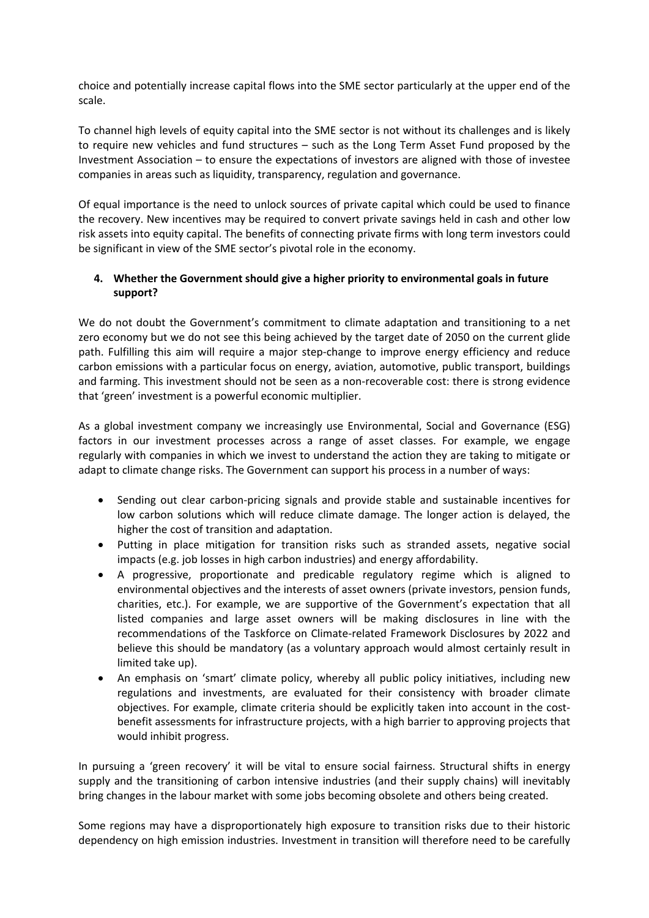choice and potentially increase capital flows into the SME sector particularly at the upper end of the scale.

To channel high levels of equity capital into the SME sector is not without its challenges and is likely to require new vehicles and fund structures – such as the Long Term Asset Fund proposed by the Investment Association – to ensure the expectations of investors are aligned with those of investee companies in areas such as liquidity, transparency, regulation and governance.

Of equal importance is the need to unlock sources of private capital which could be used to finance the recovery. New incentives may be required to convert private savings held in cash and other low risk assets into equity capital. The benefits of connecting private firms with long term investors could be significant in view of the SME sector's pivotal role in the economy.

**4. Whether the Government should give a higher priority to environmental goals in future support?**

We do not doubt the Government's commitment to climate adaptation and transitioning to a net zero economy but we do not see this being achieved by the target date of 2050 on the current glide path. Fulfilling this aim will require a major step-change to improve energy efficiency and reduce carbon emissions with a particular focus on energy, aviation, automotive, public transport, buildings and farming. This investment should not be seen as a non-recoverable cost: there is strong evidence that 'green' investment is a powerful economic multiplier.

As a global investment company we increasingly use Environmental, Social and Governance (ESG) factors in our investment processes across a range of asset classes. For example, we engage regularly with companies in which we invest to understand the action they are taking to mitigate or adapt to climate change risks. The Government can support his process in a number of ways:

- Sending out clear carbon-pricing signals and provide stable and sustainable incentives for low carbon solutions which will reduce climate damage. The longer action is delayed, the higher the cost of transition and adaptation.
- Putting in place mitigation for transition risks such as stranded assets, negative social impacts (e.g. job losses in high carbon industries) and energy affordability.
- A progressive, proportionate and predicable regulatory regime which is aligned to environmental objectives and the interests of asset owners (private investors, pension funds, charities, etc.). For example, we are supportive of the Government's expectation that all listed companies and large asset owners will be making disclosures in line with the recommendations of the Taskforce on Climate-related Framework Disclosures by 2022 and believe this should be mandatory (as a voluntary approach would almost certainly result in limited take up).
- An emphasis on 'smart' climate policy, whereby all public policy initiatives, including new regulations and investments, are evaluated for their consistency with broader climate objectives. For example, climate criteria should be explicitly taken into account in the cost-benefit assessments for infrastructure projects, with a high barrier to approving projects that would inhibit progress.

In pursuing a 'green recovery' it will be vital to ensure social fairness. Structural shifts in energy supply and the transitioning of carbon intensive industries (and their supply chains) will inevitably bring changes in the labour market with some jobs becoming obsolete and others being created.

Some regions may have a disproportionately high exposure to transition risks due to their historic dependency on high emission industries. Investment in transition will therefore need to be carefully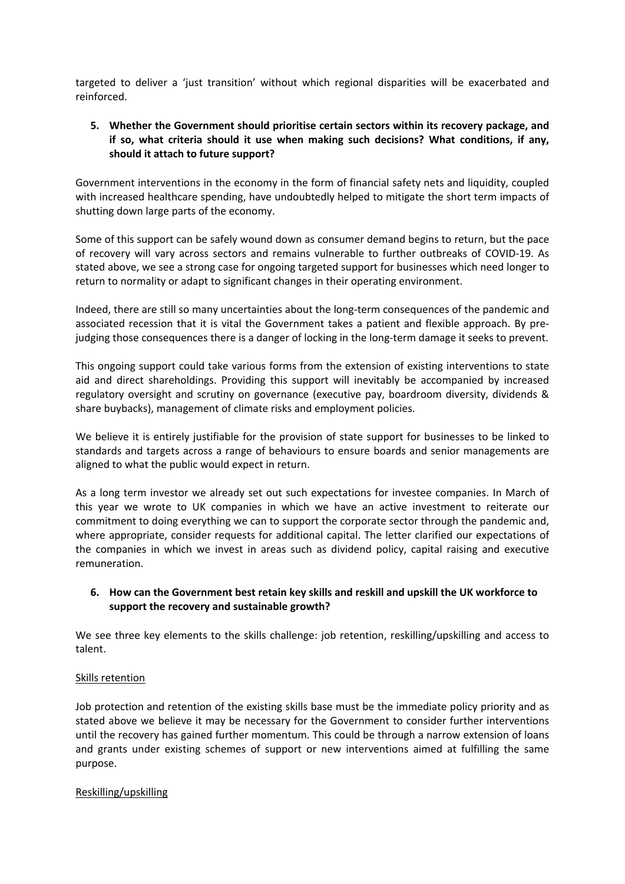targeted to deliver a 'just transition' without which regional disparities will be exacerbated and reinforced.

**5. Whether the Government should prioritise certain sectors within its recovery package, and if so, what criteria should it use when making such decisions? What conditions, if any, should it attach to future support?**

Government interventions in the economy in the form of financial safety nets and liquidity, coupled with increased healthcare spending, have undoubtedly helped to mitigate the short term impacts of shutting down large parts of the economy.

Some of this support can be safely wound down as consumer demand begins to return, but the pace of recovery will vary across sectors and remains vulnerable to further outbreaks of COVID-19. As stated above, we see a strong case for ongoing targeted support for businesses which need longer to return to normality or adapt to significant changes in their operating environment.

Indeed, there are still so many uncertainties about the long-term consequences of the pandemic and associated recession that it is vital the Government takes a patient and flexible approach. By pre-judging those consequences there is a danger of locking in the long-term damage it seeks to prevent.

This ongoing support could take various forms from the extension of existing interventions to state aid and direct shareholdings. Providing this support will inevitably be accompanied by increased regulatory oversight and scrutiny on governance (executive pay, boardroom diversity, dividends & share buybacks), management of climate risks and employment policies.

We believe it is entirely justifiable for the provision of state support for businesses to be linked to standards and targets across a range of behaviours to ensure boards and senior managements are aligned to what the public would expect in return.

As a long term investor we already set out such expectations for investee companies. In March of this year we wrote to UK companies in which we have an active investment to reiterate our commitment to doing everything we can to support the corporate sector through the pandemic and, where appropriate, consider requests for additional capital. The letter clarified our expectations of the companies in which we invest in areas such as dividend policy, capital raising and executive remuneration.

**6. How can the Government best retain key skills and reskill and upskill the UK workforce to support the recovery and sustainable growth?**

We see three key elements to the skills challenge: job retention, reskilling/upskilling and access to talent.

<u>Skills retention</u>

Job protection and retention of the existing skills base must be the immediate policy priority and as stated above we believe it may be necessary for the Government to consider further interventions until the recovery has gained further momentum. This could be through a narrow extension of loans and grants under existing schemes of support or new interventions aimed at fulfilling the same purpose.

<u>Reskilling/upskilling</u>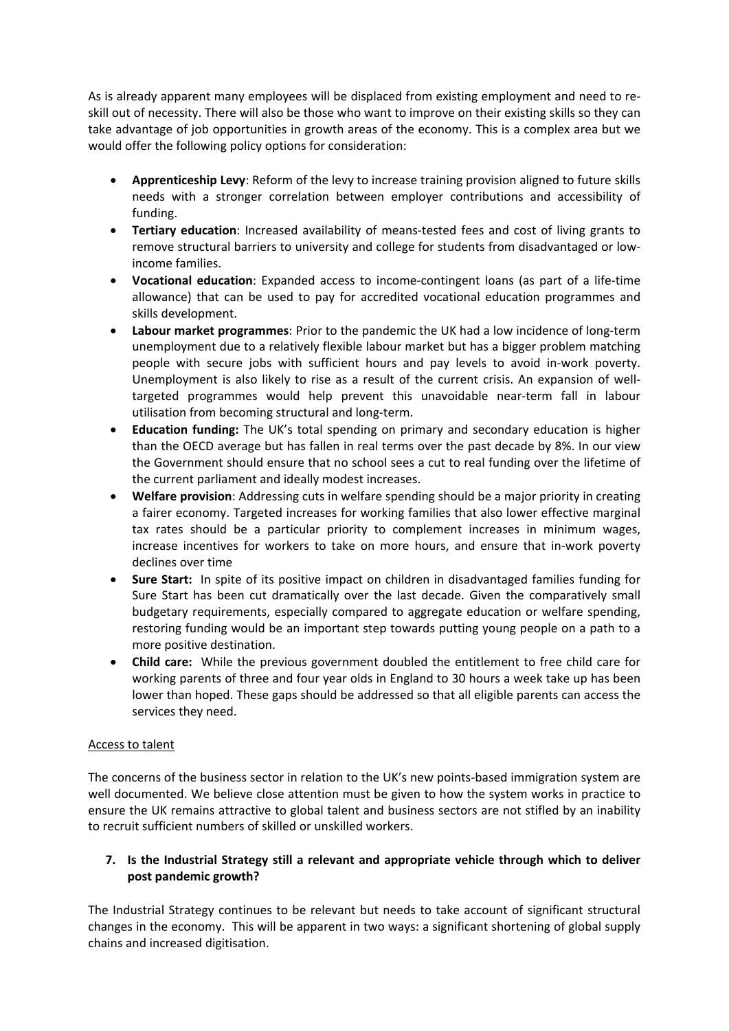As is already apparent many employees will be displaced from existing employment and need to re-skill out of necessity. There will also be those who want to improve on their existing skills so they can take advantage of job opportunities in growth areas of the economy. This is a complex area but we would offer the following policy options for consideration:

- **Apprenticeship Levy**: Reform of the levy to increase training provision aligned to future skills needs with a stronger correlation between employer contributions and accessibility of funding.
- **Tertiary education**: Increased availability of means-tested fees and cost of living grants to remove structural barriers to university and college for students from disadvantaged or low-income families.
- **Vocational education**: Expanded access to income-contingent loans (as part of a life-time allowance) that can be used to pay for accredited vocational education programmes and skills development.
- **Labour market programmes**: Prior to the pandemic the UK had a low incidence of long-term unemployment due to a relatively flexible labour market but has a bigger problem matching people with secure jobs with sufficient hours and pay levels to avoid in-work poverty. Unemployment is also likely to rise as a result of the current crisis. An expansion of well-targeted programmes would help prevent this unavoidable near-term fall in labour utilisation from becoming structural and long-term.
- **Education funding:** The UK's total spending on primary and secondary education is higher than the OECD average but has fallen in real terms over the past decade by 8%. In our view the Government should ensure that no school sees a cut to real funding over the lifetime of the current parliament and ideally modest increases.
- **Welfare provision**: Addressing cuts in welfare spending should be a major priority in creating a fairer economy. Targeted increases for working families that also lower effective marginal tax rates should be a particular priority to complement increases in minimum wages, increase incentives for workers to take on more hours, and ensure that in-work poverty declines over time
- **Sure Start:** In spite of its positive impact on children in disadvantaged families funding for Sure Start has been cut dramatically over the last decade. Given the comparatively small budgetary requirements, especially compared to aggregate education or welfare spending, restoring funding would be an important step towards putting young people on a path to a more positive destination.
- **Child care:** While the previous government doubled the entitlement to free child care for working parents of three and four year olds in England to 30 hours a week take up has been lower than hoped. These gaps should be addressed so that all eligible parents can access the services they need.

Access to talent

The concerns of the business sector in relation to the UK's new points-based immigration system are well documented. We believe close attention must be given to how the system works in practice to ensure the UK remains attractive to global talent and business sectors are not stifled by an inability to recruit sufficient numbers of skilled or unskilled workers.

**7. Is the Industrial Strategy still a relevant and appropriate vehicle through which to deliver post pandemic growth?**

The Industrial Strategy continues to be relevant but needs to take account of significant structural changes in the economy. This will be apparent in two ways: a significant shortening of global supply chains and increased digitisation.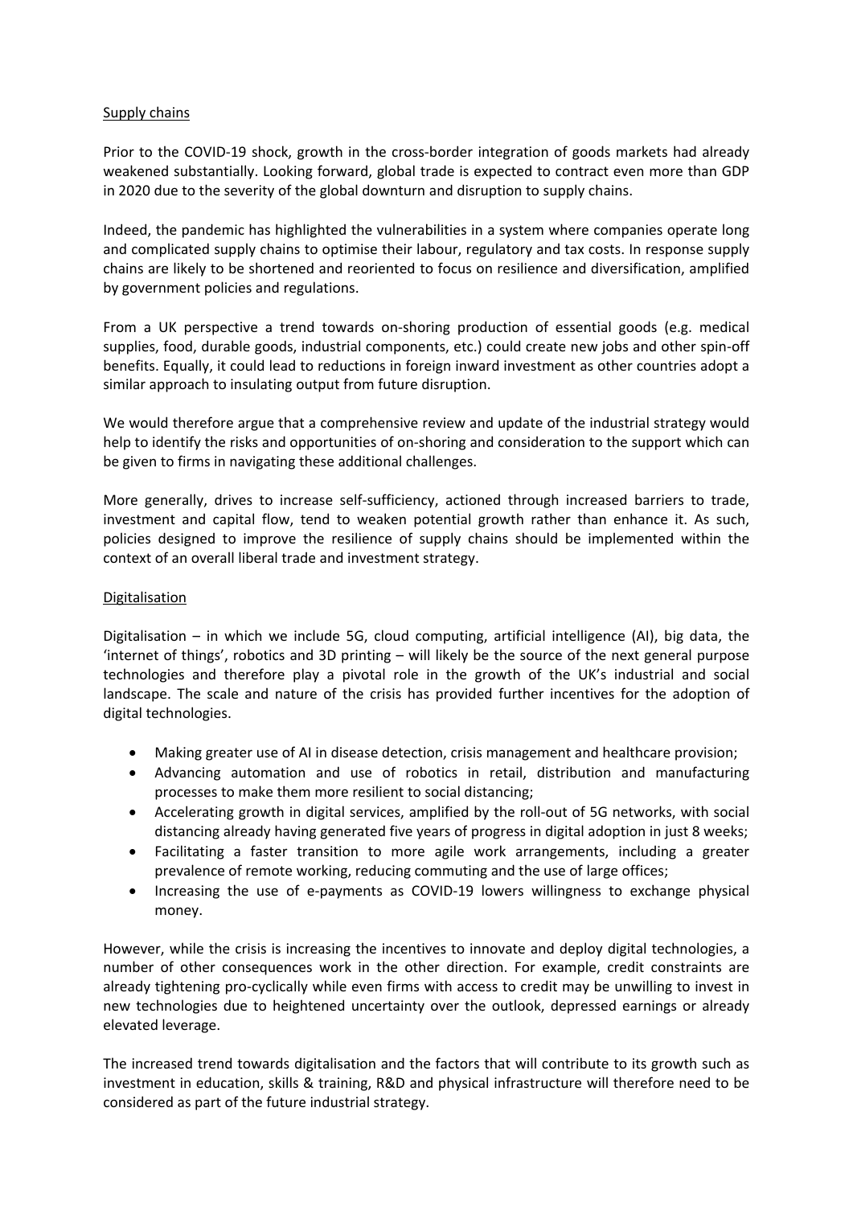## Supply chains

Prior to the COVID-19 shock, growth in the cross-border integration of goods markets had already weakened substantially. Looking forward, global trade is expected to contract even more than GDP in 2020 due to the severity of the global downturn and disruption to supply chains.

Indeed, the pandemic has highlighted the vulnerabilities in a system where companies operate long and complicated supply chains to optimise their labour, regulatory and tax costs. In response supply chains are likely to be shortened and reoriented to focus on resilience and diversification, amplified by government policies and regulations.

From a UK perspective a trend towards on-shoring production of essential goods (e.g. medical supplies, food, durable goods, industrial components, etc.) could create new jobs and other spin-off benefits. Equally, it could lead to reductions in foreign inward investment as other countries adopt a similar approach to insulating output from future disruption.

We would therefore argue that a comprehensive review and update of the industrial strategy would help to identify the risks and opportunities of on-shoring and consideration to the support which can be given to firms in navigating these additional challenges.

More generally, drives to increase self-sufficiency, actioned through increased barriers to trade, investment and capital flow, tend to weaken potential growth rather than enhance it. As such, policies designed to improve the resilience of supply chains should be implemented within the context of an overall liberal trade and investment strategy.

## Digitalisation

Digitalisation – in which we include 5G, cloud computing, artificial intelligence (AI), big data, the 'internet of things', robotics and 3D printing – will likely be the source of the next general purpose technologies and therefore play a pivotal role in the growth of the UK's industrial and social landscape. The scale and nature of the crisis has provided further incentives for the adoption of digital technologies.

- Making greater use of AI in disease detection, crisis management and healthcare provision;
- Advancing automation and use of robotics in retail, distribution and manufacturing processes to make them more resilient to social distancing;
- Accelerating growth in digital services, amplified by the roll-out of 5G networks, with social distancing already having generated five years of progress in digital adoption in just 8 weeks;
- Facilitating a faster transition to more agile work arrangements, including a greater prevalence of remote working, reducing commuting and the use of large offices;
- Increasing the use of e-payments as COVID-19 lowers willingness to exchange physical money.

However, while the crisis is increasing the incentives to innovate and deploy digital technologies, a number of other consequences work in the other direction. For example, credit constraints are already tightening pro-cyclically while even firms with access to credit may be unwilling to invest in new technologies due to heightened uncertainty over the outlook, depressed earnings or already elevated leverage.

The increased trend towards digitalisation and the factors that will contribute to its growth such as investment in education, skills & training, R&D and physical infrastructure will therefore need to be considered as part of the future industrial strategy.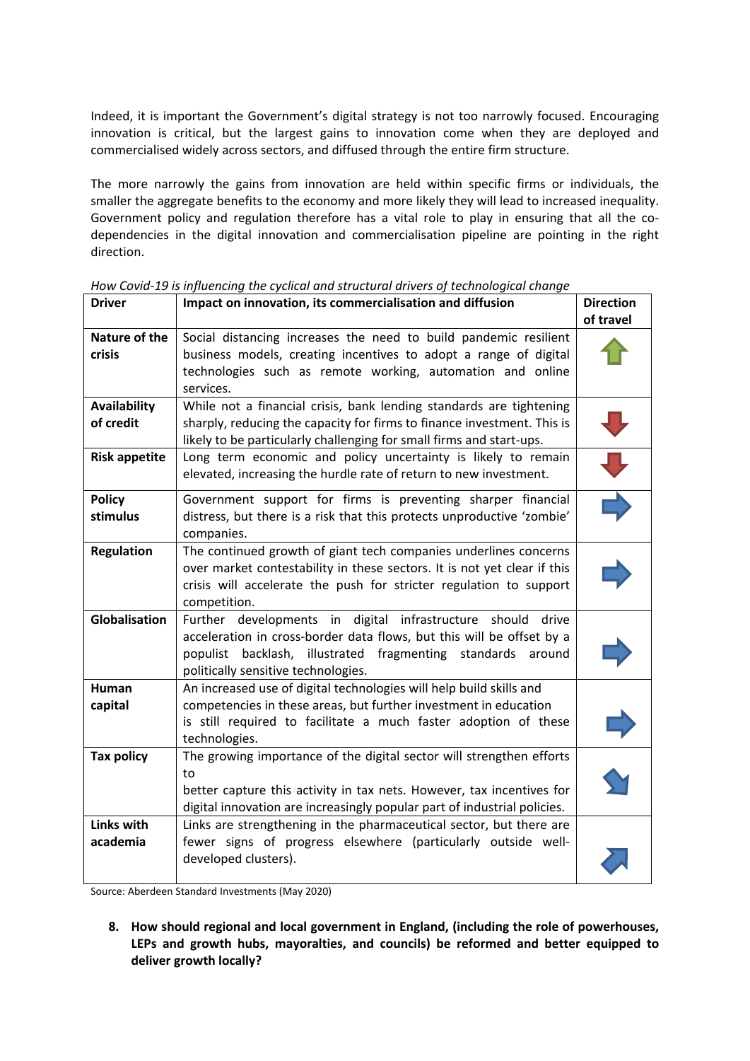Indeed, it is important the Government's digital strategy is not too narrowly focused. Encouraging innovation is critical, but the largest gains to innovation come when they are deployed and commercialised widely across sectors, and diffused through the entire firm structure.

The more narrowly the gains from innovation are held within specific firms or individuals, the smaller the aggregate benefits to the economy and more likely they will lead to increased inequality. Government policy and regulation therefore has a vital role to play in ensuring that all the co-dependencies in the digital innovation and commercialisation pipeline are pointing in the right direction.

*How Covid-19 is influencing the cyclical and structural drivers of technological change*

| Driver | Impact on innovation, its commercialisation and diffusion | Direction of travel |
|---|---|---|
| **Nature of the crisis** | Social distancing increases the need to build pandemic resilient business models, creating incentives to adopt a range of digital technologies such as remote working, automation and online services. | ↑ |
| **Availability of credit** | While not a financial crisis, bank lending standards are tightening sharply, reducing the capacity for firms to finance investment. This is likely to be particularly challenging for small firms and start-ups. | ↓ |
| **Risk appetite** | Long term economic and policy uncertainty is likely to remain elevated, increasing the hurdle rate of return to new investment. | ↓ |
| **Policy stimulus** | Government support for firms is preventing sharper financial distress, but there is a risk that this protects unproductive 'zombie' companies. | → |
| **Regulation** | The continued growth of giant tech companies underlines concerns over market contestability in these sectors. It is not yet clear if this crisis will accelerate the push for stricter regulation to support competition. | → |
| **Globalisation** | Further developments in digital infrastructure should drive acceleration in cross-border data flows, but this will be offset by a populist backlash, illustrated fragmenting standards around politically sensitive technologies. | → |
| **Human capital** | An increased use of digital technologies will help build skills and competencies in these areas, but further investment in education is still required to facilitate a much faster adoption of these technologies. | → |
| **Tax policy** | The growing importance of the digital sector will strengthen efforts to better capture this activity in tax nets. However, tax incentives for digital innovation are increasingly popular part of industrial policies. | ↘ |
| **Links with academia** | Links are strengthening in the pharmaceutical sector, but there are fewer signs of progress elsewhere (particularly outside well-developed clusters). | ↗ |

Source: Aberdeen Standard Investments (May 2020)

**8. How should regional and local government in England, (including the role of powerhouses, LEPs and growth hubs, mayoralties, and councils) be reformed and better equipped to deliver growth locally?**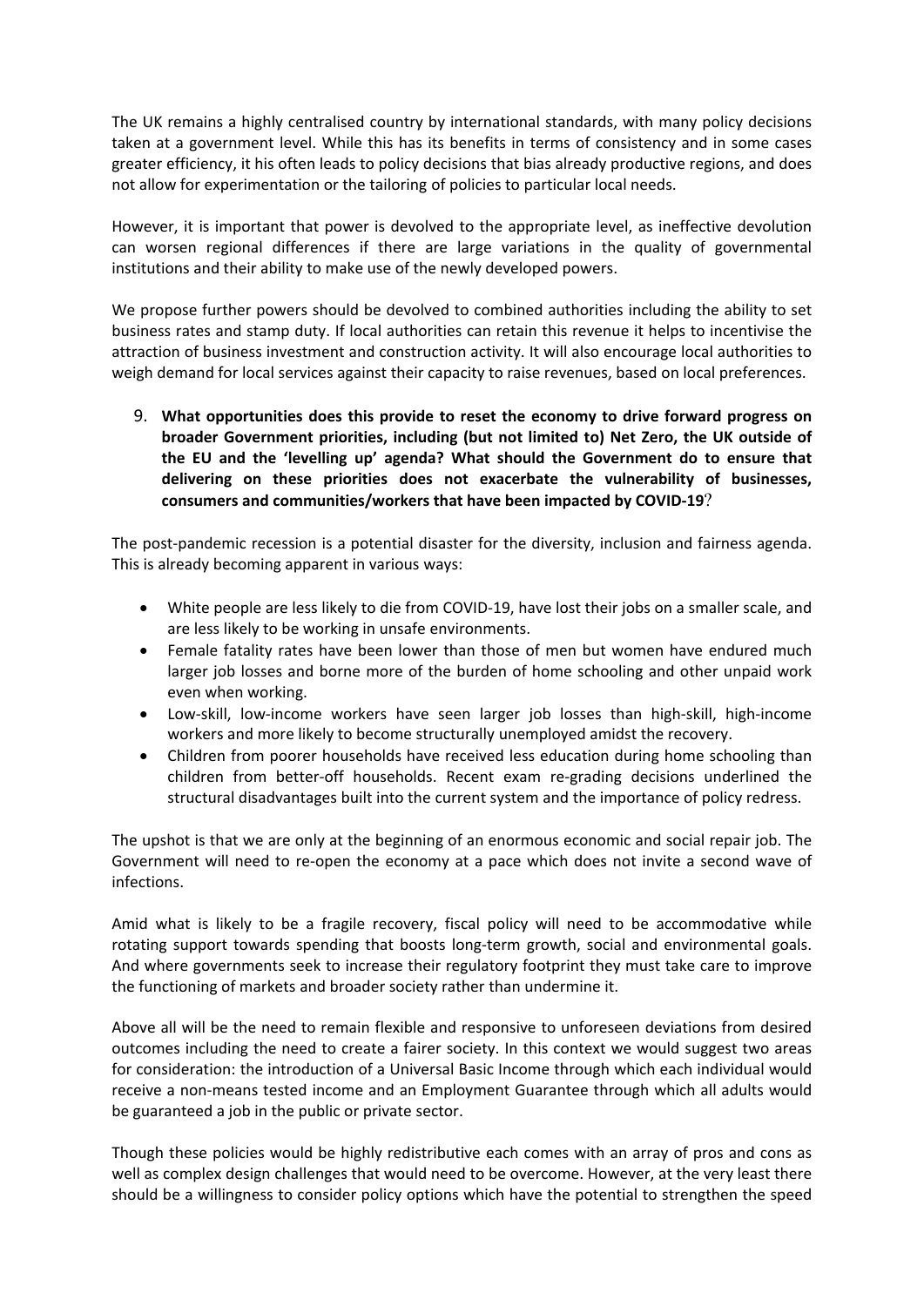The UK remains a highly centralised country by international standards, with many policy decisions taken at a government level. While this has its benefits in terms of consistency and in some cases greater efficiency, it his often leads to policy decisions that bias already productive regions, and does not allow for experimentation or the tailoring of policies to particular local needs.

However, it is important that power is devolved to the appropriate level, as ineffective devolution can worsen regional differences if there are large variations in the quality of governmental institutions and their ability to make use of the newly developed powers.

We propose further powers should be devolved to combined authorities including the ability to set business rates and stamp duty. If local authorities can retain this revenue it helps to incentivise the attraction of business investment and construction activity. It will also encourage local authorities to weigh demand for local services against their capacity to raise revenues, based on local preferences.

9. **What opportunities does this provide to reset the economy to drive forward progress on broader Government priorities, including (but not limited to) Net Zero, the UK outside of the EU and the 'levelling up' agenda? What should the Government do to ensure that delivering on these priorities does not exacerbate the vulnerability of businesses, consumers and communities/workers that have been impacted by COVID-19**?

The post-pandemic recession is a potential disaster for the diversity, inclusion and fairness agenda. This is already becoming apparent in various ways:

- White people are less likely to die from COVID-19, have lost their jobs on a smaller scale, and are less likely to be working in unsafe environments.
- Female fatality rates have been lower than those of men but women have endured much larger job losses and borne more of the burden of home schooling and other unpaid work even when working.
- Low-skill, low-income workers have seen larger job losses than high-skill, high-income workers and more likely to become structurally unemployed amidst the recovery.
- Children from poorer households have received less education during home schooling than children from better-off households. Recent exam re-grading decisions underlined the structural disadvantages built into the current system and the importance of policy redress.

The upshot is that we are only at the beginning of an enormous economic and social repair job. The Government will need to re-open the economy at a pace which does not invite a second wave of infections.

Amid what is likely to be a fragile recovery, fiscal policy will need to be accommodative while rotating support towards spending that boosts long-term growth, social and environmental goals. And where governments seek to increase their regulatory footprint they must take care to improve the functioning of markets and broader society rather than undermine it.

Above all will be the need to remain flexible and responsive to unforeseen deviations from desired outcomes including the need to create a fairer society. In this context we would suggest two areas for consideration: the introduction of a Universal Basic Income through which each individual would receive a non-means tested income and an Employment Guarantee through which all adults would be guaranteed a job in the public or private sector.

Though these policies would be highly redistributive each comes with an array of pros and cons as well as complex design challenges that would need to be overcome. However, at the very least there should be a willingness to consider policy options which have the potential to strengthen the speed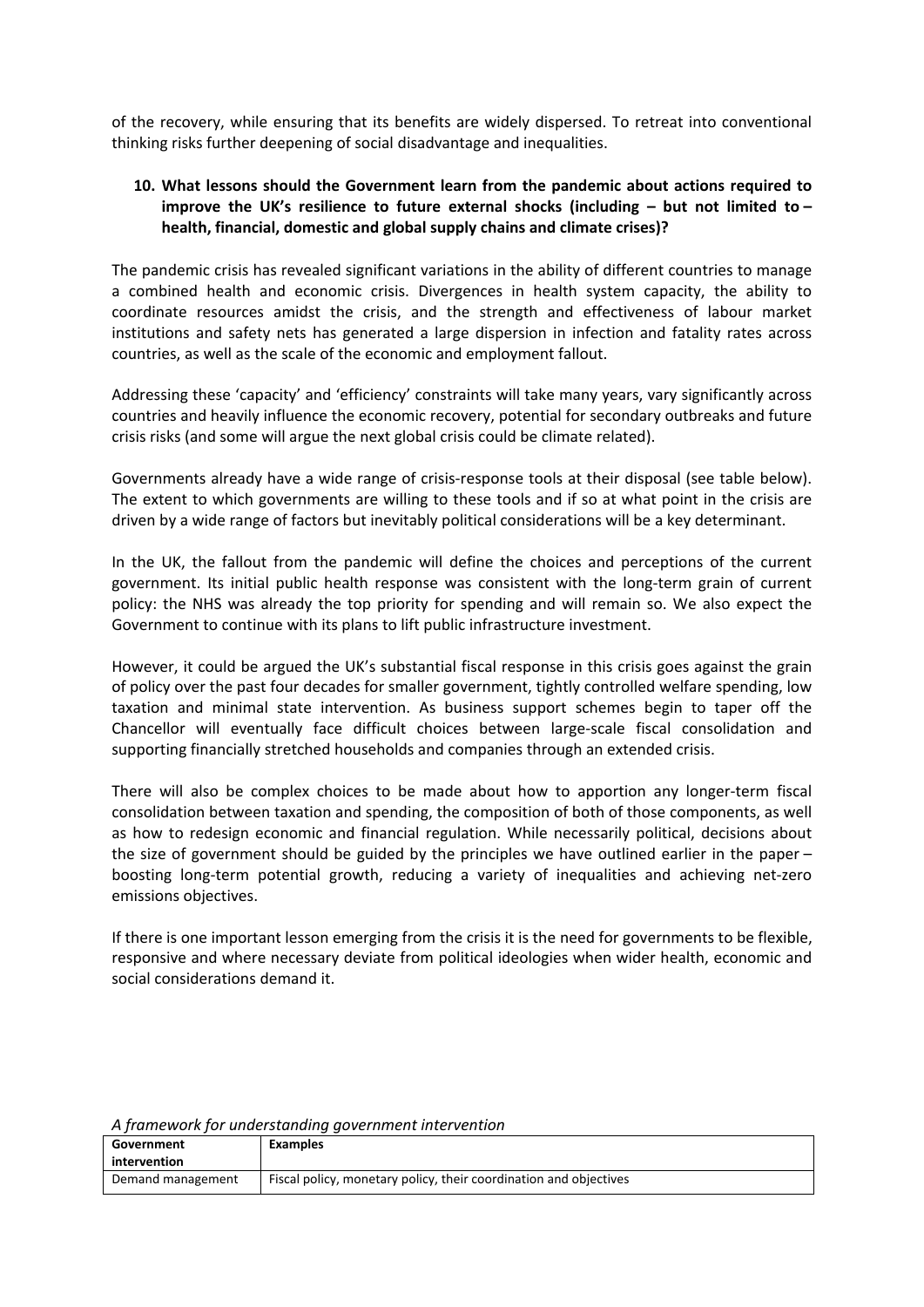of the recovery, while ensuring that its benefits are widely dispersed. To retreat into conventional thinking risks further deepening of social disadvantage and inequalities.

**10. What lessons should the Government learn from the pandemic about actions required to improve the UK's resilience to future external shocks (including – but not limited to – health, financial, domestic and global supply chains and climate crises)?**

The pandemic crisis has revealed significant variations in the ability of different countries to manage a combined health and economic crisis. Divergences in health system capacity, the ability to coordinate resources amidst the crisis, and the strength and effectiveness of labour market institutions and safety nets has generated a large dispersion in infection and fatality rates across countries, as well as the scale of the economic and employment fallout.

Addressing these 'capacity' and 'efficiency' constraints will take many years, vary significantly across countries and heavily influence the economic recovery, potential for secondary outbreaks and future crisis risks (and some will argue the next global crisis could be climate related).

Governments already have a wide range of crisis-response tools at their disposal (see table below). The extent to which governments are willing to these tools and if so at what point in the crisis are driven by a wide range of factors but inevitably political considerations will be a key determinant.

In the UK, the fallout from the pandemic will define the choices and perceptions of the current government. Its initial public health response was consistent with the long-term grain of current policy: the NHS was already the top priority for spending and will remain so. We also expect the Government to continue with its plans to lift public infrastructure investment.

However, it could be argued the UK's substantial fiscal response in this crisis goes against the grain of policy over the past four decades for smaller government, tightly controlled welfare spending, low taxation and minimal state intervention. As business support schemes begin to taper off the Chancellor will eventually face difficult choices between large-scale fiscal consolidation and supporting financially stretched households and companies through an extended crisis.

There will also be complex choices to be made about how to apportion any longer-term fiscal consolidation between taxation and spending, the composition of both of those components, as well as how to redesign economic and financial regulation. While necessarily political, decisions about the size of government should be guided by the principles we have outlined earlier in the paper – boosting long-term potential growth, reducing a variety of inequalities and achieving net-zero emissions objectives.

If there is one important lesson emerging from the crisis it is the need for governments to be flexible, responsive and where necessary deviate from political ideologies when wider health, economic and social considerations demand it.

*A framework for understanding government intervention*

| Government intervention | Examples |
|---|---|
| Demand management | Fiscal policy, monetary policy, their coordination and objectives |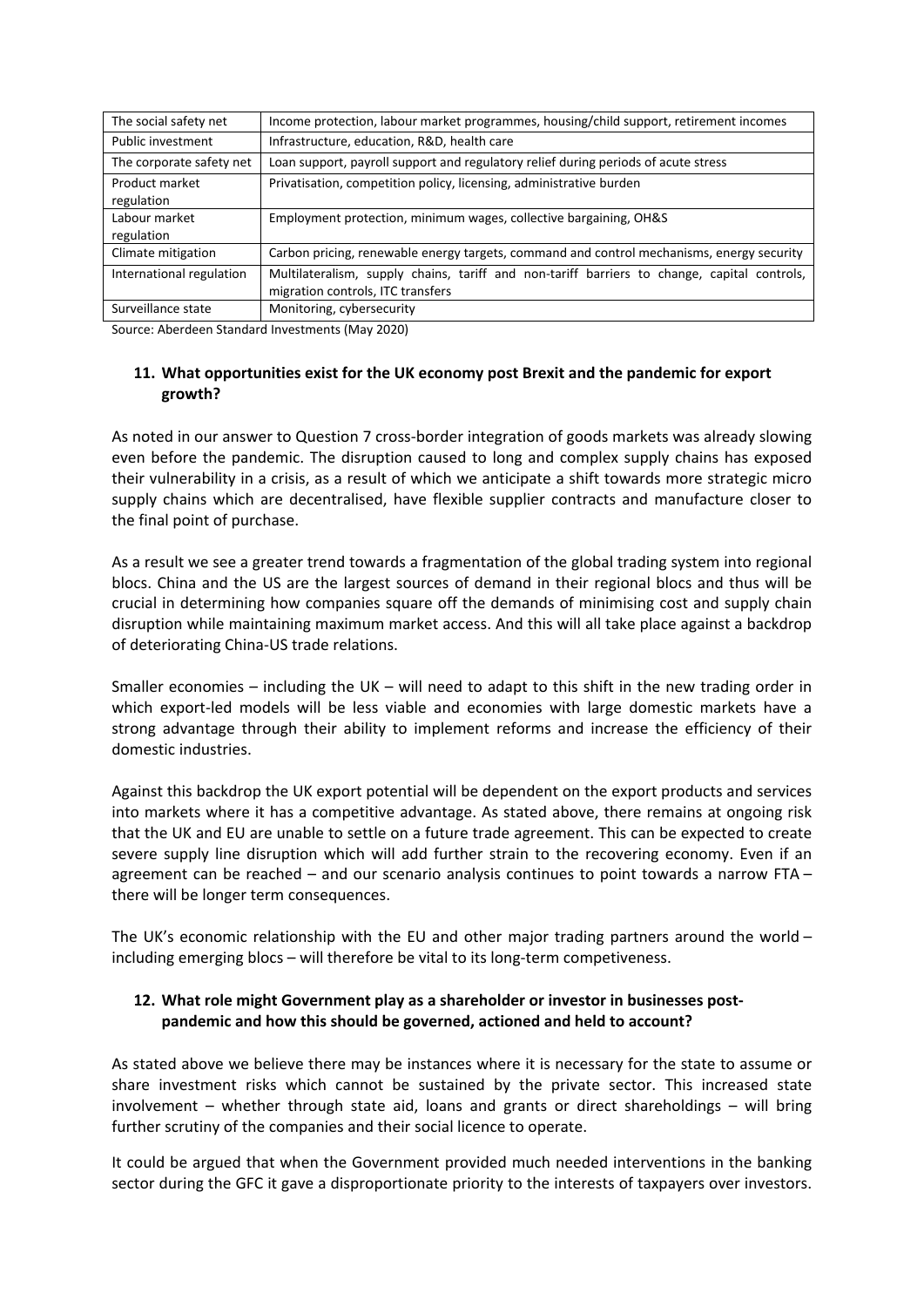| The social safety net | Income protection, labour market programmes, housing/child support, retirement incomes |
|---|---|
| Public investment | Infrastructure, education, R&D, health care |
| The corporate safety net | Loan support, payroll support and regulatory relief during periods of acute stress |
| Product market regulation | Privatisation, competition policy, licensing, administrative burden |
| Labour market regulation | Employment protection, minimum wages, collective bargaining, OH&S |
| Climate mitigation | Carbon pricing, renewable energy targets, command and control mechanisms, energy security |
| International regulation | Multilateralism, supply chains, tariff and non-tariff barriers to change, capital controls, migration controls, ITC transfers |
| Surveillance state | Monitoring, cybersecurity |

Source: Aberdeen Standard Investments (May 2020)

## 11. What opportunities exist for the UK economy post Brexit and the pandemic for export growth?

As noted in our answer to Question 7 cross-border integration of goods markets was already slowing even before the pandemic. The disruption caused to long and complex supply chains has exposed their vulnerability in a crisis, as a result of which we anticipate a shift towards more strategic micro supply chains which are decentralised, have flexible supplier contracts and manufacture closer to the final point of purchase.

As a result we see a greater trend towards a fragmentation of the global trading system into regional blocs. China and the US are the largest sources of demand in their regional blocs and thus will be crucial in determining how companies square off the demands of minimising cost and supply chain disruption while maintaining maximum market access. And this will all take place against a backdrop of deteriorating China-US trade relations.

Smaller economies – including the UK – will need to adapt to this shift in the new trading order in which export-led models will be less viable and economies with large domestic markets have a strong advantage through their ability to implement reforms and increase the efficiency of their domestic industries.

Against this backdrop the UK export potential will be dependent on the export products and services into markets where it has a competitive advantage. As stated above, there remains at ongoing risk that the UK and EU are unable to settle on a future trade agreement. This can be expected to create severe supply line disruption which will add further strain to the recovering economy. Even if an agreement can be reached – and our scenario analysis continues to point towards a narrow FTA – there will be longer term consequences.

The UK's economic relationship with the EU and other major trading partners around the world – including emerging blocs – will therefore be vital to its long-term competiveness.

## 12. What role might Government play as a shareholder or investor in businesses post-pandemic and how this should be governed, actioned and held to account?

As stated above we believe there may be instances where it is necessary for the state to assume or share investment risks which cannot be sustained by the private sector. This increased state involvement – whether through state aid, loans and grants or direct shareholdings – will bring further scrutiny of the companies and their social licence to operate.

It could be argued that when the Government provided much needed interventions in the banking sector during the GFC it gave a disproportionate priority to the interests of taxpayers over investors.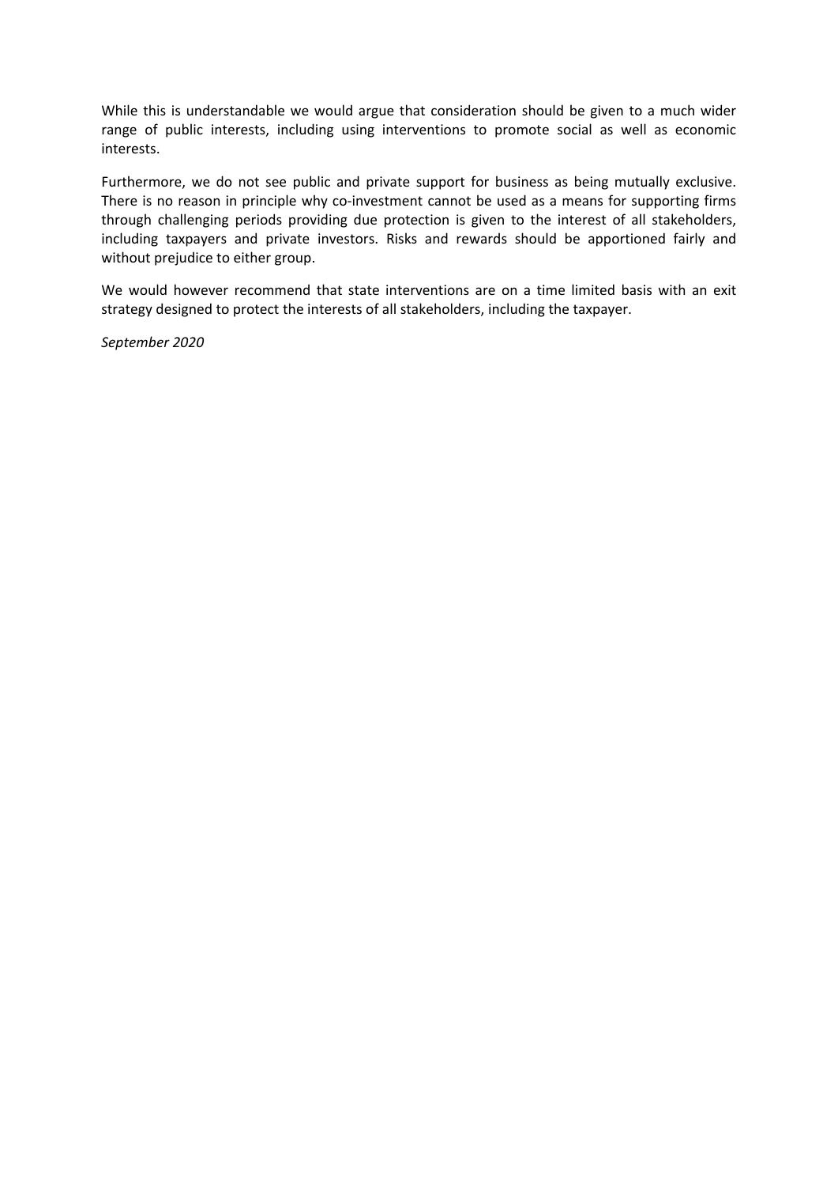While this is understandable we would argue that consideration should be given to a much wider range of public interests, including using interventions to promote social as well as economic interests.

Furthermore, we do not see public and private support for business as being mutually exclusive. There is no reason in principle why co-investment cannot be used as a means for supporting firms through challenging periods providing due protection is given to the interest of all stakeholders, including taxpayers and private investors. Risks and rewards should be apportioned fairly and without prejudice to either group.

We would however recommend that state interventions are on a time limited basis with an exit strategy designed to protect the interests of all stakeholders, including the taxpayer.

*September 2020*